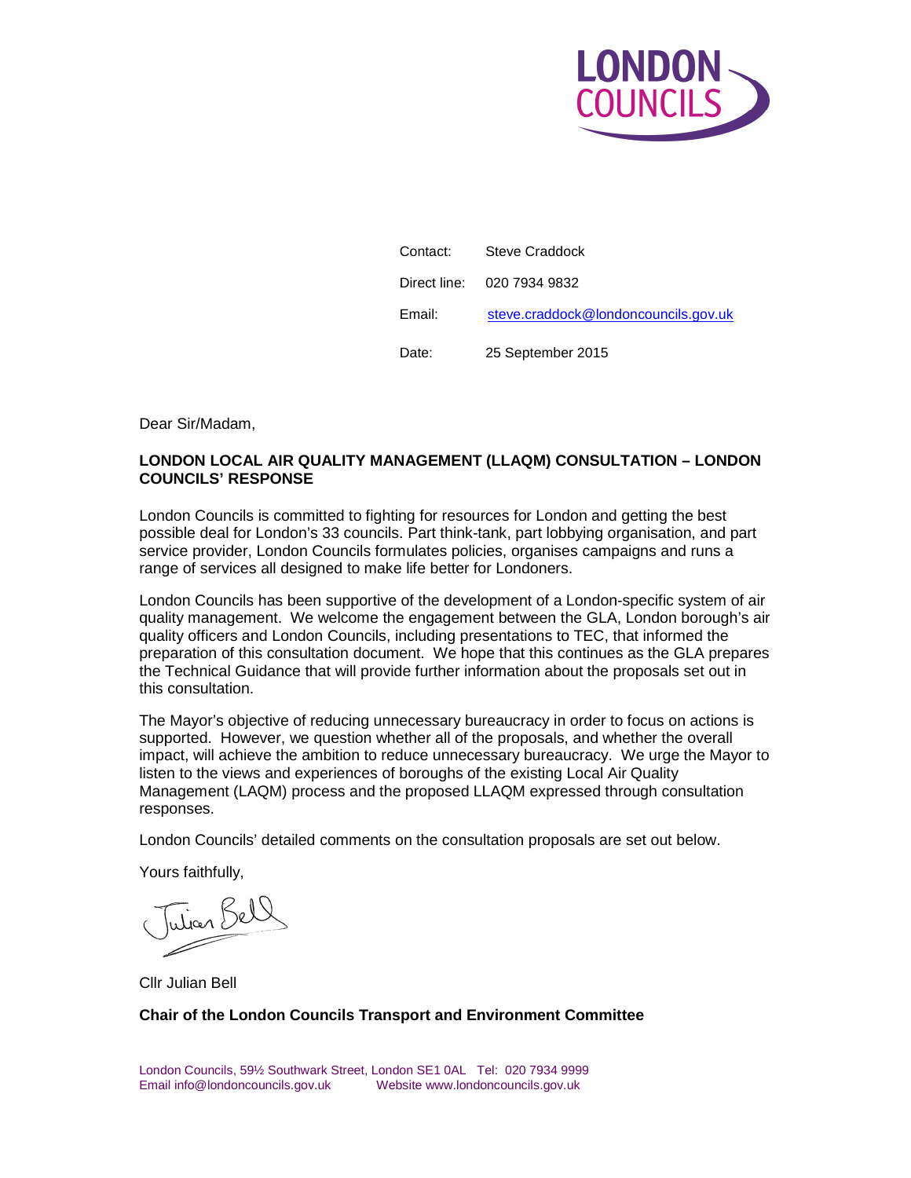LONDON COUNCILS

Contact: Steve Craddock

Direct line: 020 7934 9832

Email: steve.craddock@londoncouncils.gov.uk

Date: 25 September 2015

Dear Sir/Madam,

**LONDON LOCAL AIR QUALITY MANAGEMENT (LLAQM) CONSULTATION – LONDON COUNCILS' RESPONSE**

London Councils is committed to fighting for resources for London and getting the best possible deal for London's 33 councils. Part think-tank, part lobbying organisation, and part service provider, London Councils formulates policies, organises campaigns and runs a range of services all designed to make life better for Londoners.

London Councils has been supportive of the development of a London-specific system of air quality management. We welcome the engagement between the GLA, London borough's air quality officers and London Councils, including presentations to TEC, that informed the preparation of this consultation document. We hope that this continues as the GLA prepares the Technical Guidance that will provide further information about the proposals set out in this consultation.

The Mayor's objective of reducing unnecessary bureaucracy in order to focus on actions is supported. However, we question whether all of the proposals, and whether the overall impact, will achieve the ambition to reduce unnecessary bureaucracy. We urge the Mayor to listen to the views and experiences of boroughs of the existing Local Air Quality Management (LAQM) process and the proposed LLAQM expressed through consultation responses.

London Councils' detailed comments on the consultation proposals are set out below.

Yours faithfully,

Julian Bell

Cllr Julian Bell

**Chair of the London Councils Transport and Environment Committee**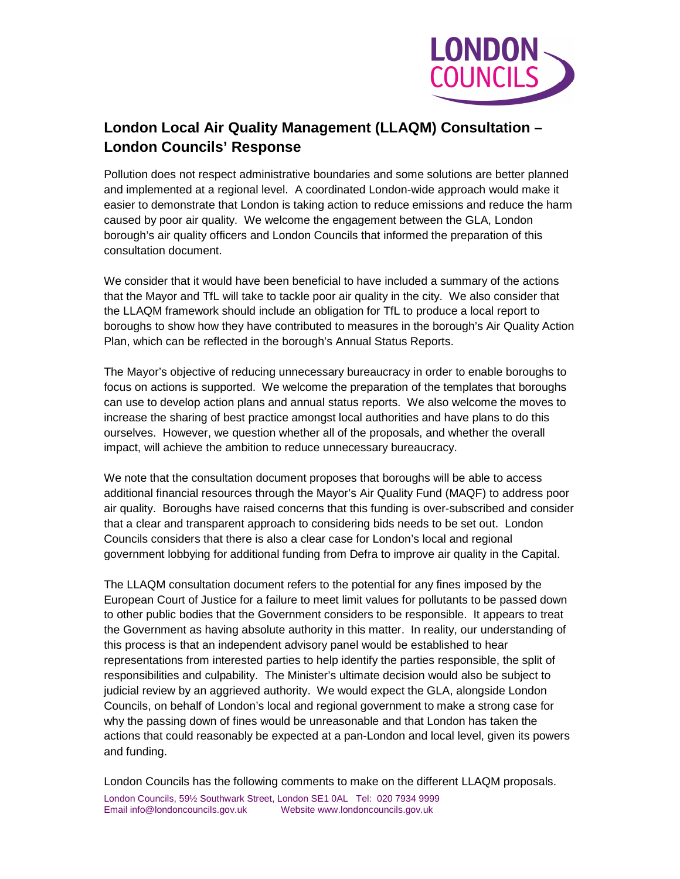## London Local Air Quality Management (LLAQM) Consultation – London Councils' Response

Pollution does not respect administrative boundaries and some solutions are better planned and implemented at a regional level. A coordinated London-wide approach would make it easier to demonstrate that London is taking action to reduce emissions and reduce the harm caused by poor air quality. We welcome the engagement between the GLA, London borough's air quality officers and London Councils that informed the preparation of this consultation document.

We consider that it would have been beneficial to have included a summary of the actions that the Mayor and TfL will take to tackle poor air quality in the city. We also consider that the LLAQM framework should include an obligation for TfL to produce a local report to boroughs to show how they have contributed to measures in the borough's Air Quality Action Plan, which can be reflected in the borough's Annual Status Reports.

The Mayor's objective of reducing unnecessary bureaucracy in order to enable boroughs to focus on actions is supported. We welcome the preparation of the templates that boroughs can use to develop action plans and annual status reports. We also welcome the moves to increase the sharing of best practice amongst local authorities and have plans to do this ourselves. However, we question whether all of the proposals, and whether the overall impact, will achieve the ambition to reduce unnecessary bureaucracy.

We note that the consultation document proposes that boroughs will be able to access additional financial resources through the Mayor's Air Quality Fund (MAQF) to address poor air quality. Boroughs have raised concerns that this funding is over-subscribed and consider that a clear and transparent approach to considering bids needs to be set out. London Councils considers that there is also a clear case for London's local and regional government lobbying for additional funding from Defra to improve air quality in the Capital.

The LLAQM consultation document refers to the potential for any fines imposed by the European Court of Justice for a failure to meet limit values for pollutants to be passed down to other public bodies that the Government considers to be responsible. It appears to treat the Government as having absolute authority in this matter. In reality, our understanding of this process is that an independent advisory panel would be established to hear representations from interested parties to help identify the parties responsible, the split of responsibilities and culpability. The Minister's ultimate decision would also be subject to judicial review by an aggrieved authority. We would expect the GLA, alongside London Councils, on behalf of London's local and regional government to make a strong case for why the passing down of fines would be unreasonable and that London has taken the actions that could reasonably be expected at a pan-London and local level, given its powers and funding.

London Councils has the following comments to make on the different LLAQM proposals.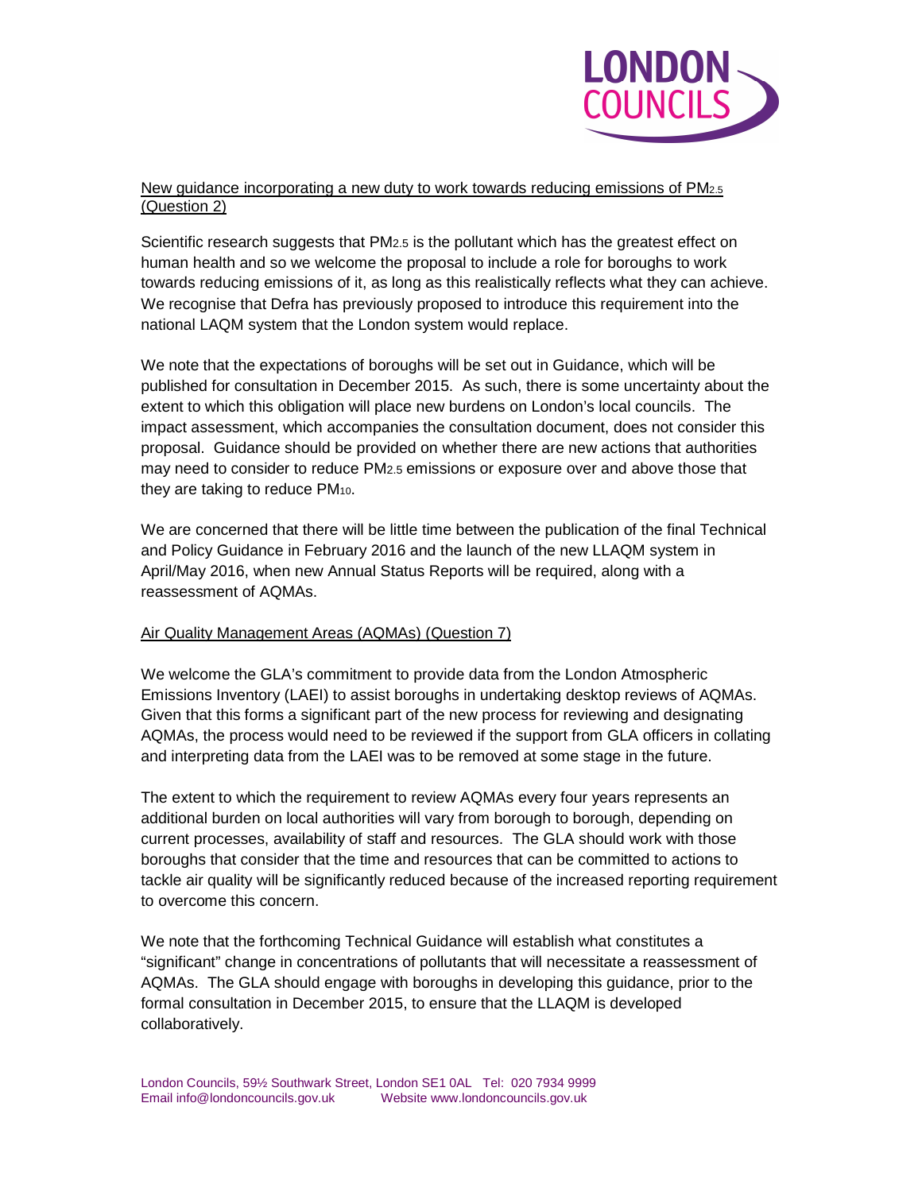## New guidance incorporating a new duty to work towards reducing emissions of $PM_{2.5}$ (Question 2)

Scientific research suggests that $PM_{2.5}$ is the pollutant which has the greatest effect on human health and so we welcome the proposal to include a role for boroughs to work towards reducing emissions of it, as long as this realistically reflects what they can achieve. We recognise that Defra has previously proposed to introduce this requirement into the national LAQM system that the London system would replace.

We note that the expectations of boroughs will be set out in Guidance, which will be published for consultation in December 2015. As such, there is some uncertainty about the extent to which this obligation will place new burdens on London's local councils. The impact assessment, which accompanies the consultation document, does not consider this proposal. Guidance should be provided on whether there are new actions that authorities may need to consider to reduce $PM_{2.5}$ emissions or exposure over and above those that they are taking to reduce $PM_{10}$.

We are concerned that there will be little time between the publication of the final Technical and Policy Guidance in February 2016 and the launch of the new LLAQM system in April/May 2016, when new Annual Status Reports will be required, along with a reassessment of AQMAs.

## Air Quality Management Areas (AQMAs) (Question 7)

We welcome the GLA's commitment to provide data from the London Atmospheric Emissions Inventory (LAEI) to assist boroughs in undertaking desktop reviews of AQMAs. Given that this forms a significant part of the new process for reviewing and designating AQMAs, the process would need to be reviewed if the support from GLA officers in collating and interpreting data from the LAEI was to be removed at some stage in the future.

The extent to which the requirement to review AQMAs every four years represents an additional burden on local authorities will vary from borough to borough, depending on current processes, availability of staff and resources. The GLA should work with those boroughs that consider that the time and resources that can be committed to actions to tackle air quality will be significantly reduced because of the increased reporting requirement to overcome this concern.

We note that the forthcoming Technical Guidance will establish what constitutes a "significant" change in concentrations of pollutants that will necessitate a reassessment of AQMAs. The GLA should engage with boroughs in developing this guidance, prior to the formal consultation in December 2015, to ensure that the LLAQM is developed collaboratively.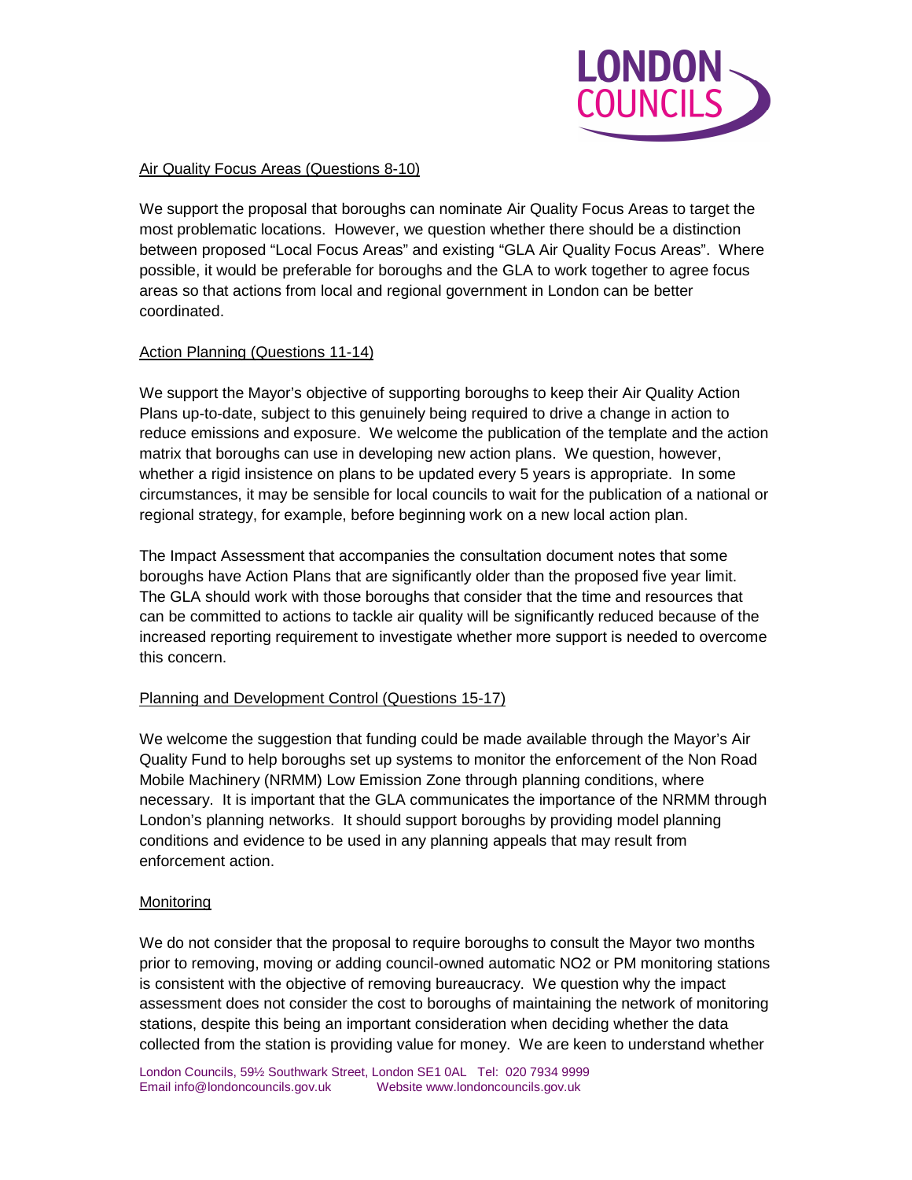Air Quality Focus Areas (Questions 8-10)

We support the proposal that boroughs can nominate Air Quality Focus Areas to target the most problematic locations. However, we question whether there should be a distinction between proposed "Local Focus Areas" and existing "GLA Air Quality Focus Areas". Where possible, it would be preferable for boroughs and the GLA to work together to agree focus areas so that actions from local and regional government in London can be better coordinated.

Action Planning (Questions 11-14)

We support the Mayor's objective of supporting boroughs to keep their Air Quality Action Plans up-to-date, subject to this genuinely being required to drive a change in action to reduce emissions and exposure. We welcome the publication of the template and the action matrix that boroughs can use in developing new action plans. We question, however, whether a rigid insistence on plans to be updated every 5 years is appropriate. In some circumstances, it may be sensible for local councils to wait for the publication of a national or regional strategy, for example, before beginning work on a new local action plan.

The Impact Assessment that accompanies the consultation document notes that some boroughs have Action Plans that are significantly older than the proposed five year limit. The GLA should work with those boroughs that consider that the time and resources that can be committed to actions to tackle air quality will be significantly reduced because of the increased reporting requirement to investigate whether more support is needed to overcome this concern.

Planning and Development Control (Questions 15-17)

We welcome the suggestion that funding could be made available through the Mayor's Air Quality Fund to help boroughs set up systems to monitor the enforcement of the Non Road Mobile Machinery (NRMM) Low Emission Zone through planning conditions, where necessary. It is important that the GLA communicates the importance of the NRMM through London's planning networks. It should support boroughs by providing model planning conditions and evidence to be used in any planning appeals that may result from enforcement action.

Monitoring

We do not consider that the proposal to require boroughs to consult the Mayor two months prior to removing, moving or adding council-owned automatic $NO_2$ or PM monitoring stations is consistent with the objective of removing bureaucracy. We question why the impact assessment does not consider the cost to boroughs of maintaining the network of monitoring stations, despite this being an important consideration when deciding whether the data collected from the station is providing value for money. We are keen to understand whether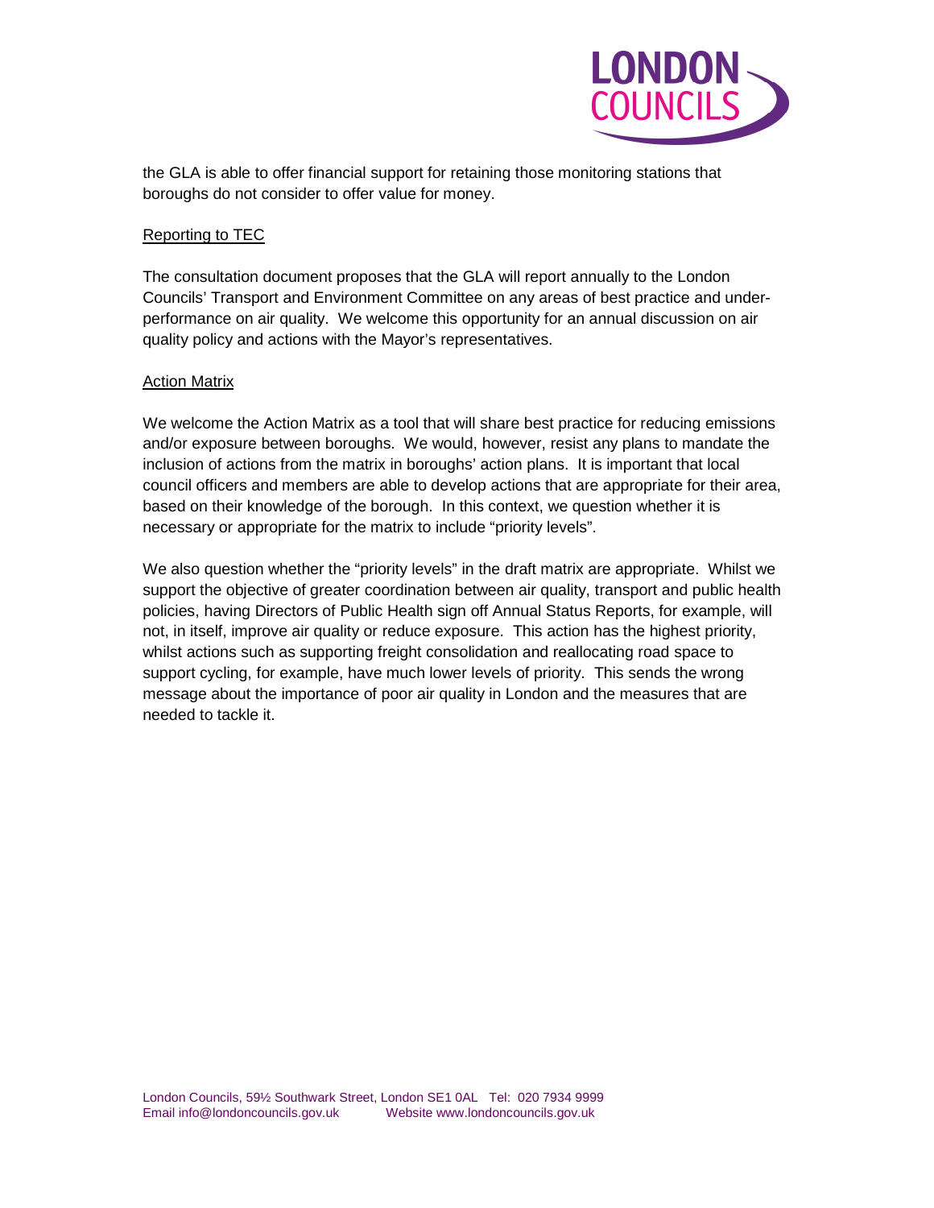the GLA is able to offer financial support for retaining those monitoring stations that boroughs do not consider to offer value for money.

## Reporting to TEC

The consultation document proposes that the GLA will report annually to the London Councils' Transport and Environment Committee on any areas of best practice and under-performance on air quality. We welcome this opportunity for an annual discussion on air quality policy and actions with the Mayor's representatives.

## Action Matrix

We welcome the Action Matrix as a tool that will share best practice for reducing emissions and/or exposure between boroughs. We would, however, resist any plans to mandate the inclusion of actions from the matrix in boroughs' action plans. It is important that local council officers and members are able to develop actions that are appropriate for their area, based on their knowledge of the borough. In this context, we question whether it is necessary or appropriate for the matrix to include "priority levels".

We also question whether the "priority levels" in the draft matrix are appropriate. Whilst we support the objective of greater coordination between air quality, transport and public health policies, having Directors of Public Health sign off Annual Status Reports, for example, will not, in itself, improve air quality or reduce exposure. This action has the highest priority, whilst actions such as supporting freight consolidation and reallocating road space to support cycling, for example, have much lower levels of priority. This sends the wrong message about the importance of poor air quality in London and the measures that are needed to tackle it.